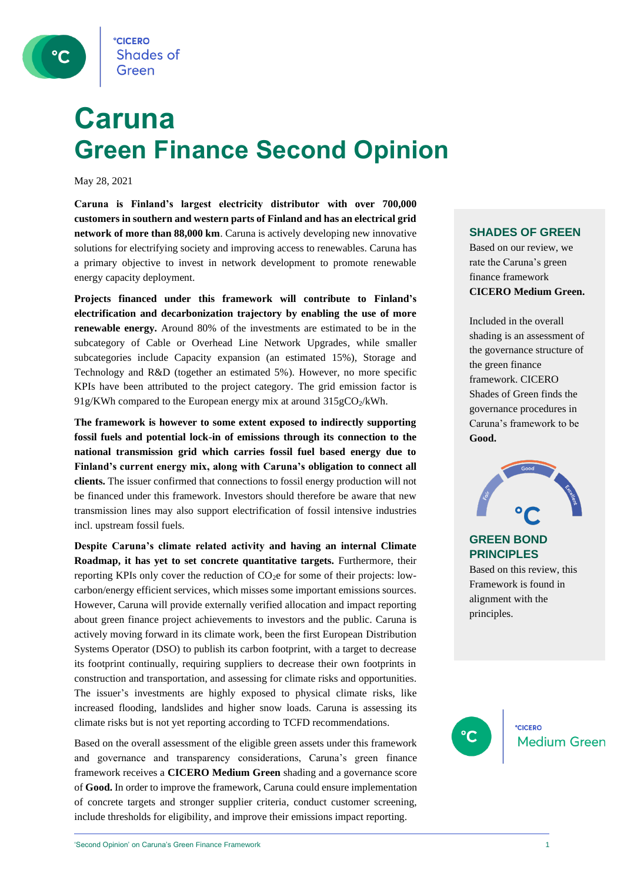# Caruna
# Green Finance Second Opinion

May 28, 2021

**Caruna is Finland's largest electricity distributor with over 700,000 customers in southern and western parts of Finland and has an electrical grid network of more than 88,000 km**. Caruna is actively developing new innovative solutions for electrifying society and improving access to renewables. Caruna has a primary objective to invest in network development to promote renewable energy capacity deployment.

**Projects financed under this framework will contribute to Finland's electrification and decarbonization trajectory by enabling the use of more renewable energy.** Around 80% of the investments are estimated to be in the subcategory of Cable or Overhead Line Network Upgrades, while smaller subcategories include Capacity expansion (an estimated 15%), Storage and Technology and R&D (together an estimated 5%). However, no more specific KPIs have been attributed to the project category. The grid emission factor is 91g/KWh compared to the European energy mix at around 315g$CO_2$/kWh.

**The framework is however to some extent exposed to indirectly supporting fossil fuels and potential lock-in of emissions through its connection to the national transmission grid which carries fossil fuel based energy due to Finland's current energy mix, along with Caruna's obligation to connect all clients.** The issuer confirmed that connections to fossil energy production will not be financed under this framework. Investors should therefore be aware that new transmission lines may also support electrification of fossil intensive industries incl. upstream fossil fuels.

**Despite Caruna's climate related activity and having an internal Climate Roadmap, it has yet to set concrete quantitative targets.** Furthermore, their reporting KPIs only cover the reduction of $CO_2$e for some of their projects: low-carbon/energy efficient services, which misses some important emissions sources. However, Caruna will provide externally verified allocation and impact reporting about green finance project achievements to investors and the public. Caruna is actively moving forward in its climate work, been the first European Distribution Systems Operator (DSO) to publish its carbon footprint, with a target to decrease its footprint continually, requiring suppliers to decrease their own footprints in construction and transportation, and assessing for climate risks and opportunities. The issuer's investments are highly exposed to physical climate risks, like increased flooding, landslides and higher snow loads. Caruna is assessing its climate risks but is not yet reporting according to TCFD recommendations.

Based on the overall assessment of the eligible green assets under this framework and governance and transparency considerations, Caruna's green finance framework receives a **CICERO Medium Green** shading and a governance score of **Good.** In order to improve the framework, Caruna could ensure implementation of concrete targets and stronger supplier criteria, conduct customer screening, include thresholds for eligibility, and improve their emissions impact reporting.

## SHADES OF GREEN

Based on our review, we rate the Caruna's green finance framework **CICERO Medium Green.**

Included in the overall shading is an assessment of the governance structure of the green finance framework. CICERO Shades of Green finds the governance procedures in Caruna's framework to be **Good.**

## GREEN BOND PRINCIPLES

Based on this review, this Framework is found in alignment with the principles.

CICERO Medium Green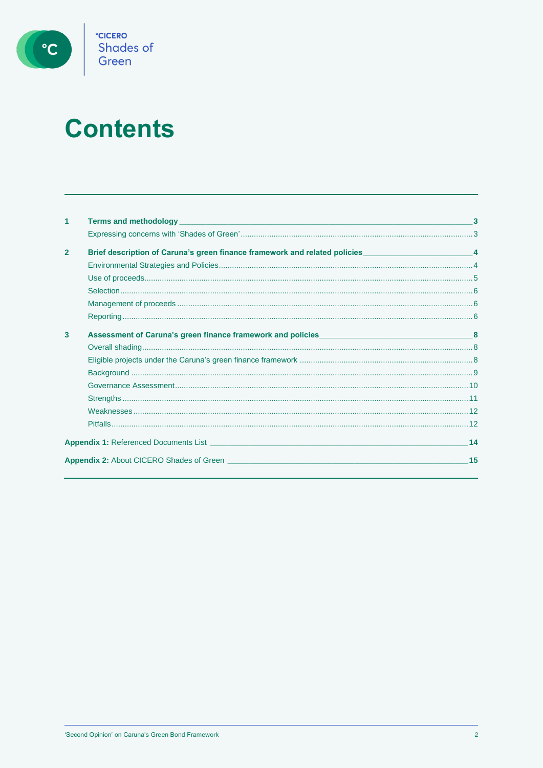# Contents

| | | |
|---|---|---|
| **1** | **Terms and methodology** | **3** |
| | Expressing concerns with 'Shades of Green' | 3 |
| **2** | **Brief description of Caruna's green finance framework and related policies** | **4** |
| | Environmental Strategies and Policies | 4 |
| | Use of proceeds | 5 |
| | Selection | 6 |
| | Management of proceeds | 6 |
| | Reporting | 6 |
| **3** | **Assessment of Caruna's green finance framework and policies** | **8** |
| | Overall shading | 8 |
| | Eligible projects under the Caruna's green finance framework | 8 |
| | Background | 9 |
| | Governance Assessment | 10 |
| | Strengths | 11 |
| | Weaknesses | 12 |
| | Pitfalls | 12 |
| **Appendix 1:** Referenced Documents List | | **14** |
| **Appendix 2:** About CICERO Shades of Green | | **15** |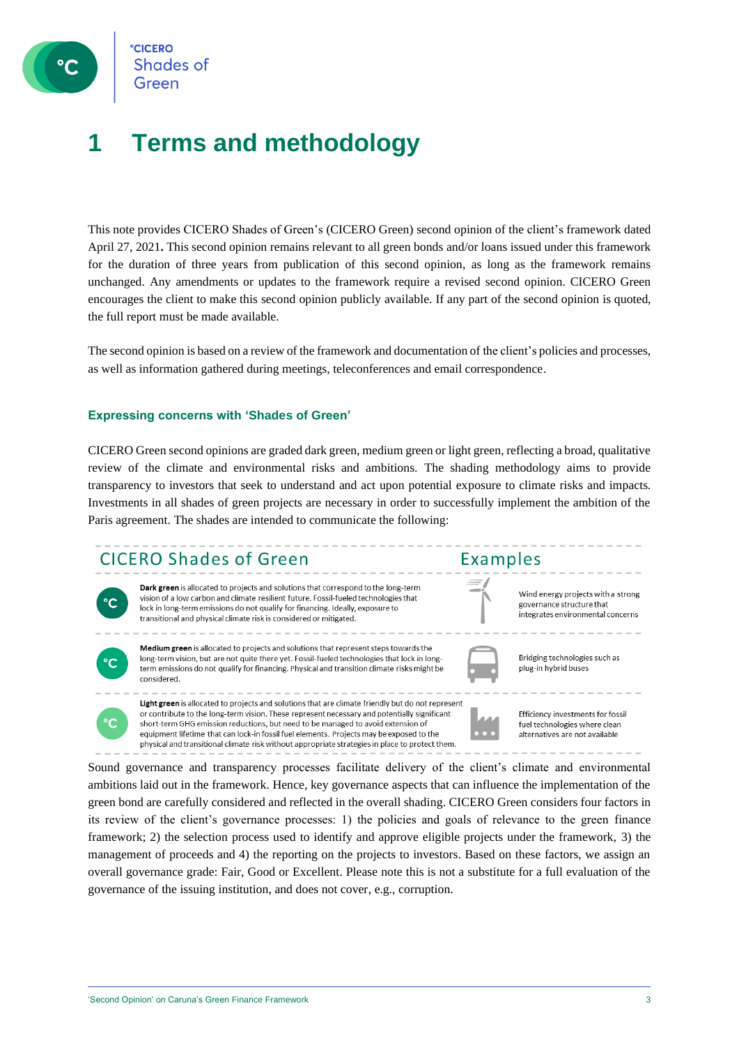# 1 Terms and methodology

This note provides CICERO Shades of Green's (CICERO Green) second opinion of the client's framework dated April 27, 2021**.** This second opinion remains relevant to all green bonds and/or loans issued under this framework for the duration of three years from publication of this second opinion, as long as the framework remains unchanged. Any amendments or updates to the framework require a revised second opinion. CICERO Green encourages the client to make this second opinion publicly available. If any part of the second opinion is quoted, the full report must be made available.

The second opinion is based on a review of the framework and documentation of the client's policies and processes, as well as information gathered during meetings, teleconferences and email correspondence.

### Expressing concerns with 'Shades of Green'

CICERO Green second opinions are graded dark green, medium green or light green, reflecting a broad, qualitative review of the climate and environmental risks and ambitions. The shading methodology aims to provide transparency to investors that seek to understand and act upon potential exposure to climate risks and impacts. Investments in all shades of green projects are necessary in order to successfully implement the ambition of the Paris agreement. The shades are intended to communicate the following:

| CICERO Shades of Green | Examples |
|---|---|
| **Dark green** is allocated to projects and solutions that correspond to the long-term vision of a low carbon and climate resilient future. Fossil-fueled technologies that lock in long-term emissions do not qualify for financing. Ideally, exposure to transitional and physical climate risk is considered or mitigated. | Wind energy projects with a strong governance structure that integrates environmental concerns |
| **Medium green** is allocated to projects and solutions that represent steps towards the long-term vision, but are not quite there yet. Fossil-fueled technologies that lock in long-term emissions do not qualify for financing. Physical and transition climate risks might be considered. | Bridging technologies such as plug-in hybrid buses |
| **Light green** is allocated to projects and solutions that are climate friendly but do not represent or contribute to the long-term vision. These represent necessary and potentially significant short-term GHG emission reductions, but need to be managed to avoid extension of equipment lifetime that can lock-in fossil fuel elements. Projects may be exposed to the physical and transitional climate risk without appropriate strategies in place to protect them. | Efficiency investments for fossil fuel technologies where clean alternatives are not available |

Sound governance and transparency processes facilitate delivery of the client's climate and environmental ambitions laid out in the framework. Hence, key governance aspects that can influence the implementation of the green bond are carefully considered and reflected in the overall shading. CICERO Green considers four factors in its review of the client's governance processes: 1) the policies and goals of relevance to the green finance framework; 2) the selection process used to identify and approve eligible projects under the framework, 3) the management of proceeds and 4) the reporting on the projects to investors. Based on these factors, we assign an overall governance grade: Fair, Good or Excellent. Please note this is not a substitute for a full evaluation of the governance of the issuing institution, and does not cover, e.g., corruption.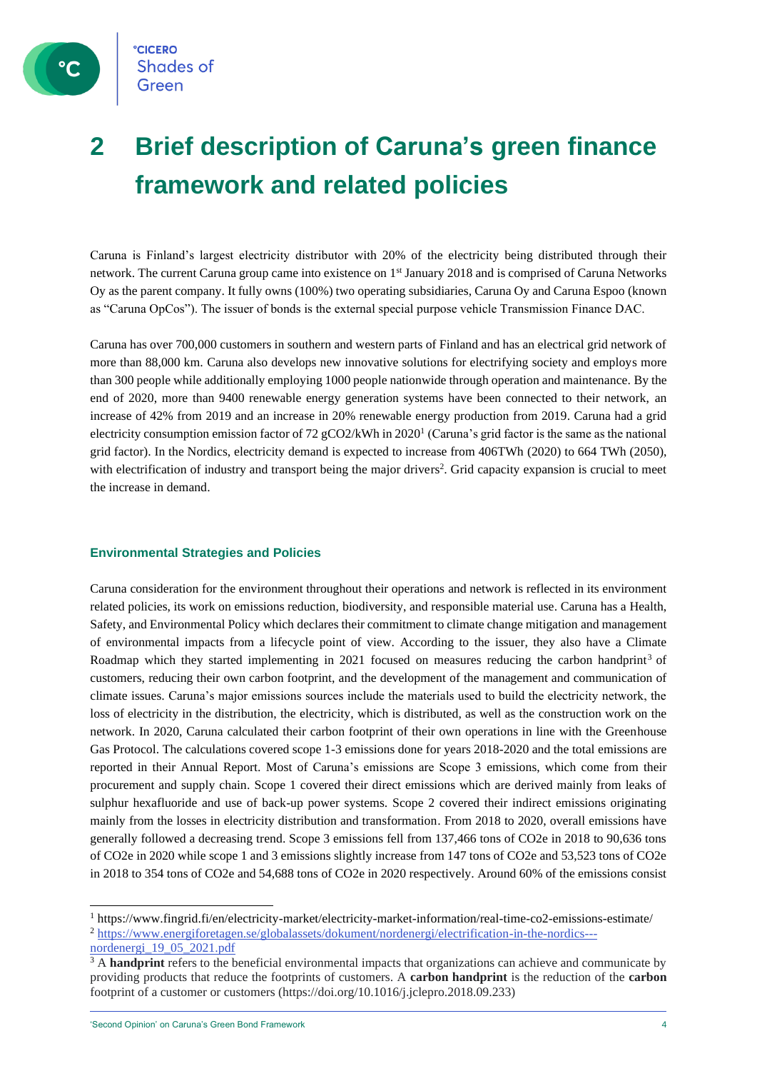# 2 Brief description of Caruna's green finance framework and related policies

Caruna is Finland's largest electricity distributor with 20% of the electricity being distributed through their network. The current Caruna group came into existence on 1st January 2018 and is comprised of Caruna Networks Oy as the parent company. It fully owns (100%) two operating subsidiaries, Caruna Oy and Caruna Espoo (known as "Caruna OpCos"). The issuer of bonds is the external special purpose vehicle Transmission Finance DAC.

Caruna has over 700,000 customers in southern and western parts of Finland and has an electrical grid network of more than 88,000 km. Caruna also develops new innovative solutions for electrifying society and employs more than 300 people while additionally employing 1000 people nationwide through operation and maintenance. By the end of 2020, more than 9400 renewable energy generation systems have been connected to their network, an increase of 42% from 2019 and an increase in 20% renewable energy production from 2019. Caruna had a grid electricity consumption emission factor of 72 gCO2/kWh in 2020[1] (Caruna's grid factor is the same as the national grid factor). In the Nordics, electricity demand is expected to increase from 406TWh (2020) to 664 TWh (2050), with electrification of industry and transport being the major drivers[2]. Grid capacity expansion is crucial to meet the increase in demand.

### Environmental Strategies and Policies

Caruna consideration for the environment throughout their operations and network is reflected in its environment related policies, its work on emissions reduction, biodiversity, and responsible material use. Caruna has a Health, Safety, and Environmental Policy which declares their commitment to climate change mitigation and management of environmental impacts from a lifecycle point of view. According to the issuer, they also have a Climate Roadmap which they started implementing in 2021 focused on measures reducing the carbon handprint[3] of customers, reducing their own carbon footprint, and the development of the management and communication of climate issues. Caruna's major emissions sources include the materials used to build the electricity network, the loss of electricity in the distribution, the electricity, which is distributed, as well as the construction work on the network. In 2020, Caruna calculated their carbon footprint of their own operations in line with the Greenhouse Gas Protocol. The calculations covered scope 1-3 emissions done for years 2018-2020 and the total emissions are reported in their Annual Report. Most of Caruna's emissions are Scope 3 emissions, which come from their procurement and supply chain. Scope 1 covered their direct emissions which are derived mainly from leaks of sulphur hexafluoride and use of back-up power systems. Scope 2 covered their indirect emissions originating mainly from the losses in electricity distribution and transformation. From 2018 to 2020, overall emissions have generally followed a decreasing trend. Scope 3 emissions fell from 137,466 tons of CO2e in 2018 to 90,636 tons of CO2e in 2020 while scope 1 and 3 emissions slightly increase from 147 tons of CO2e and 53,523 tons of CO2e in 2018 to 354 tons of CO2e and 54,688 tons of CO2e in 2020 respectively. Around 60% of the emissions consist

---

[1] https://www.fingrid.fi/en/electricity-market/electricity-market-information/real-time-co2-emissions-estimate/

[2] https://www.energiforetagen.se/globalassets/dokument/nordenergi/electrification-in-the-nordics---nordenergi_19_05_2021.pdf

[3] A **handprint** refers to the beneficial environmental impacts that organizations can achieve and communicate by providing products that reduce the footprints of customers. A **carbon handprint** is the reduction of the **carbon** footprint of a customer or customers (https://doi.org/10.1016/j.jclepro.2018.09.233)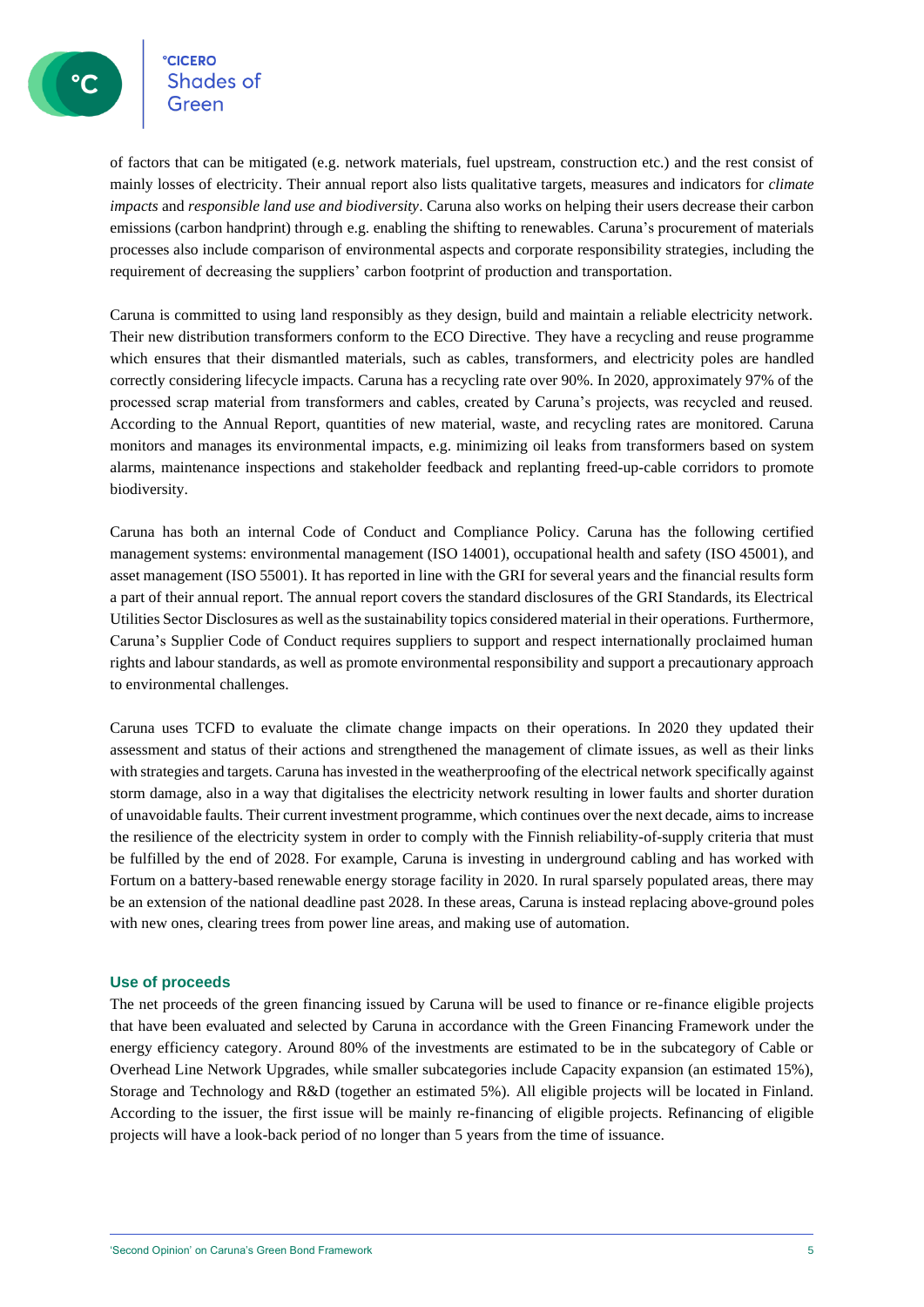of factors that can be mitigated (e.g. network materials, fuel upstream, construction etc.) and the rest consist of mainly losses of electricity. Their annual report also lists qualitative targets, measures and indicators for *climate impacts* and *responsible land use and biodiversity*. Caruna also works on helping their users decrease their carbon emissions (carbon handprint) through e.g. enabling the shifting to renewables. Caruna's procurement of materials processes also include comparison of environmental aspects and corporate responsibility strategies, including the requirement of decreasing the suppliers' carbon footprint of production and transportation.

Caruna is committed to using land responsibly as they design, build and maintain a reliable electricity network. Their new distribution transformers conform to the ECO Directive. They have a recycling and reuse programme which ensures that their dismantled materials, such as cables, transformers, and electricity poles are handled correctly considering lifecycle impacts. Caruna has a recycling rate over 90%. In 2020, approximately 97% of the processed scrap material from transformers and cables, created by Caruna's projects, was recycled and reused. According to the Annual Report, quantities of new material, waste, and recycling rates are monitored. Caruna monitors and manages its environmental impacts, e.g. minimizing oil leaks from transformers based on system alarms, maintenance inspections and stakeholder feedback and replanting freed-up-cable corridors to promote biodiversity.

Caruna has both an internal Code of Conduct and Compliance Policy. Caruna has the following certified management systems: environmental management (ISO 14001), occupational health and safety (ISO 45001), and asset management (ISO 55001). It has reported in line with the GRI for several years and the financial results form a part of their annual report. The annual report covers the standard disclosures of the GRI Standards, its Electrical Utilities Sector Disclosures as well as the sustainability topics considered material in their operations. Furthermore, Caruna's Supplier Code of Conduct requires suppliers to support and respect internationally proclaimed human rights and labour standards, as well as promote environmental responsibility and support a precautionary approach to environmental challenges.

Caruna uses TCFD to evaluate the climate change impacts on their operations. In 2020 they updated their assessment and status of their actions and strengthened the management of climate issues, as well as their links with strategies and targets. Caruna has invested in the weatherproofing of the electrical network specifically against storm damage, also in a way that digitalises the electricity network resulting in lower faults and shorter duration of unavoidable faults. Their current investment programme, which continues over the next decade, aims to increase the resilience of the electricity system in order to comply with the Finnish reliability-of-supply criteria that must be fulfilled by the end of 2028. For example, Caruna is investing in underground cabling and has worked with Fortum on a battery-based renewable energy storage facility in 2020. In rural sparsely populated areas, there may be an extension of the national deadline past 2028. In these areas, Caruna is instead replacing above-ground poles with new ones, clearing trees from power line areas, and making use of automation.

### Use of proceeds

The net proceeds of the green financing issued by Caruna will be used to finance or re-finance eligible projects that have been evaluated and selected by Caruna in accordance with the Green Financing Framework under the energy efficiency category. Around 80% of the investments are estimated to be in the subcategory of Cable or Overhead Line Network Upgrades, while smaller subcategories include Capacity expansion (an estimated 15%), Storage and Technology and R&D (together an estimated 5%). All eligible projects will be located in Finland. According to the issuer, the first issue will be mainly re-financing of eligible projects. Refinancing of eligible projects will have a look-back period of no longer than 5 years from the time of issuance.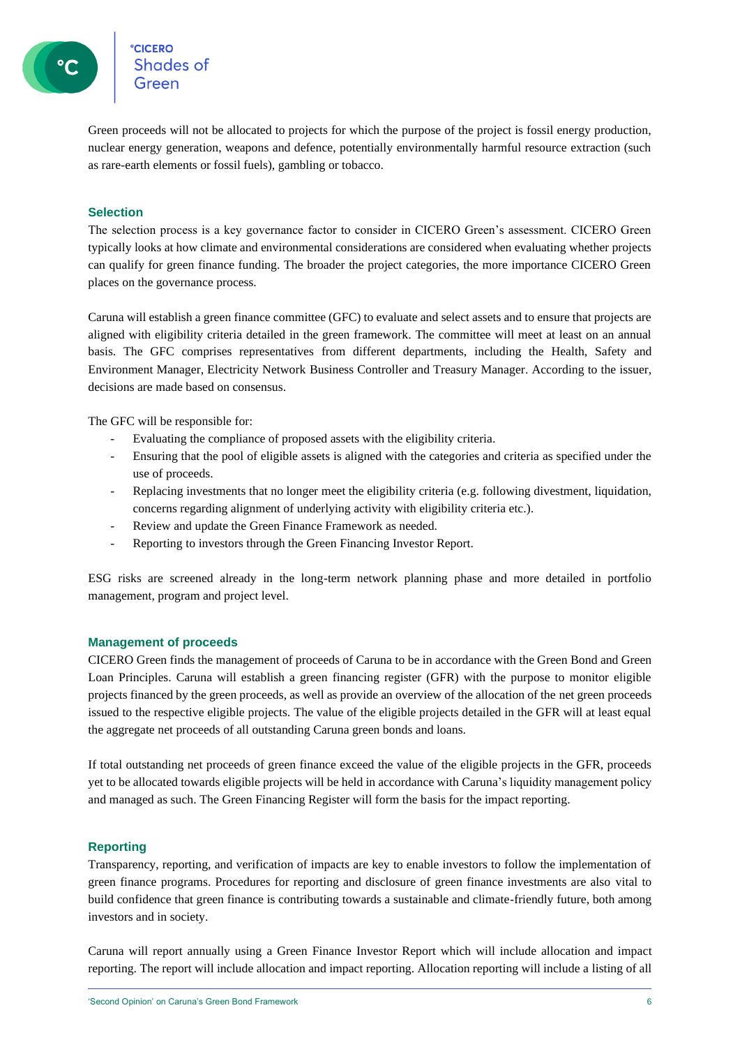Green proceeds will not be allocated to projects for which the purpose of the project is fossil energy production, nuclear energy generation, weapons and defence, potentially environmentally harmful resource extraction (such as rare-earth elements or fossil fuels), gambling or tobacco.

## Selection

The selection process is a key governance factor to consider in CICERO Green's assessment. CICERO Green typically looks at how climate and environmental considerations are considered when evaluating whether projects can qualify for green finance funding. The broader the project categories, the more importance CICERO Green places on the governance process.

Caruna will establish a green finance committee (GFC) to evaluate and select assets and to ensure that projects are aligned with eligibility criteria detailed in the green framework. The committee will meet at least on an annual basis. The GFC comprises representatives from different departments, including the Health, Safety and Environment Manager, Electricity Network Business Controller and Treasury Manager. According to the issuer, decisions are made based on consensus.

The GFC will be responsible for:

- Evaluating the compliance of proposed assets with the eligibility criteria.
- Ensuring that the pool of eligible assets is aligned with the categories and criteria as specified under the use of proceeds.
- Replacing investments that no longer meet the eligibility criteria (e.g. following divestment, liquidation, concerns regarding alignment of underlying activity with eligibility criteria etc.).
- Review and update the Green Finance Framework as needed.
- Reporting to investors through the Green Financing Investor Report.

ESG risks are screened already in the long-term network planning phase and more detailed in portfolio management, program and project level.

## Management of proceeds

CICERO Green finds the management of proceeds of Caruna to be in accordance with the Green Bond and Green Loan Principles. Caruna will establish a green financing register (GFR) with the purpose to monitor eligible projects financed by the green proceeds, as well as provide an overview of the allocation of the net green proceeds issued to the respective eligible projects. The value of the eligible projects detailed in the GFR will at least equal the aggregate net proceeds of all outstanding Caruna green bonds and loans.

If total outstanding net proceeds of green finance exceed the value of the eligible projects in the GFR, proceeds yet to be allocated towards eligible projects will be held in accordance with Caruna's liquidity management policy and managed as such. The Green Financing Register will form the basis for the impact reporting.

## Reporting

Transparency, reporting, and verification of impacts are key to enable investors to follow the implementation of green finance programs. Procedures for reporting and disclosure of green finance investments are also vital to build confidence that green finance is contributing towards a sustainable and climate-friendly future, both among investors and in society.

Caruna will report annually using a Green Finance Investor Report which will include allocation and impact reporting. The report will include allocation and impact reporting. Allocation reporting will include a listing of all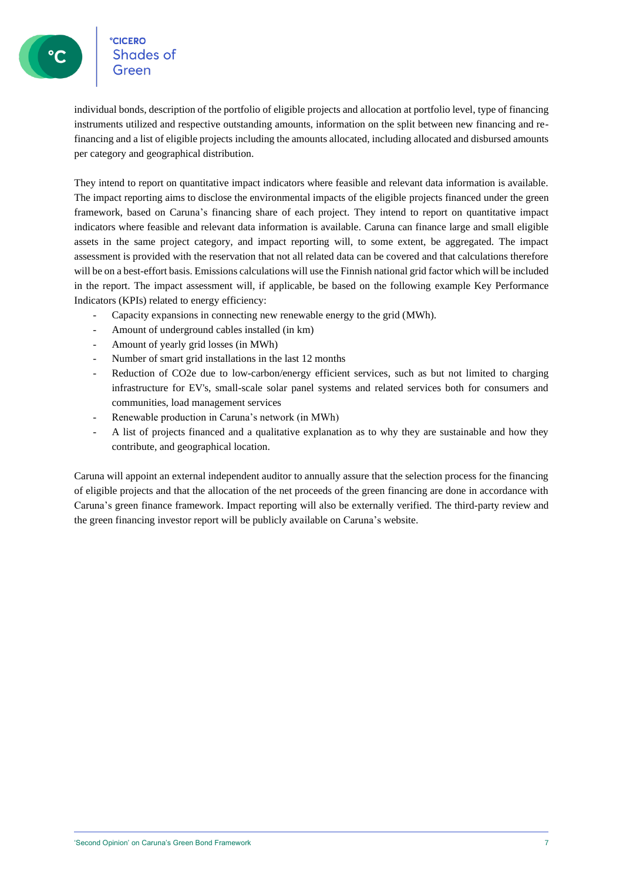individual bonds, description of the portfolio of eligible projects and allocation at portfolio level, type of financing instruments utilized and respective outstanding amounts, information on the split between new financing and re-financing and a list of eligible projects including the amounts allocated, including allocated and disbursed amounts per category and geographical distribution.

They intend to report on quantitative impact indicators where feasible and relevant data information is available. The impact reporting aims to disclose the environmental impacts of the eligible projects financed under the green framework, based on Caruna's financing share of each project. They intend to report on quantitative impact indicators where feasible and relevant data information is available. Caruna can finance large and small eligible assets in the same project category, and impact reporting will, to some extent, be aggregated. The impact assessment is provided with the reservation that not all related data can be covered and that calculations therefore will be on a best-effort basis. Emissions calculations will use the Finnish national grid factor which will be included in the report. The impact assessment will, if applicable, be based on the following example Key Performance Indicators (KPIs) related to energy efficiency:

- Capacity expansions in connecting new renewable energy to the grid (MWh).
- Amount of underground cables installed (in km)
- Amount of yearly grid losses (in MWh)
- Number of smart grid installations in the last 12 months
- Reduction of CO2e due to low-carbon/energy efficient services, such as but not limited to charging infrastructure for EV's, small-scale solar panel systems and related services both for consumers and communities, load management services
- Renewable production in Caruna's network (in MWh)
- A list of projects financed and a qualitative explanation as to why they are sustainable and how they contribute, and geographical location.

Caruna will appoint an external independent auditor to annually assure that the selection process for the financing of eligible projects and that the allocation of the net proceeds of the green financing are done in accordance with Caruna's green finance framework. Impact reporting will also be externally verified. The third-party review and the green financing investor report will be publicly available on Caruna's website.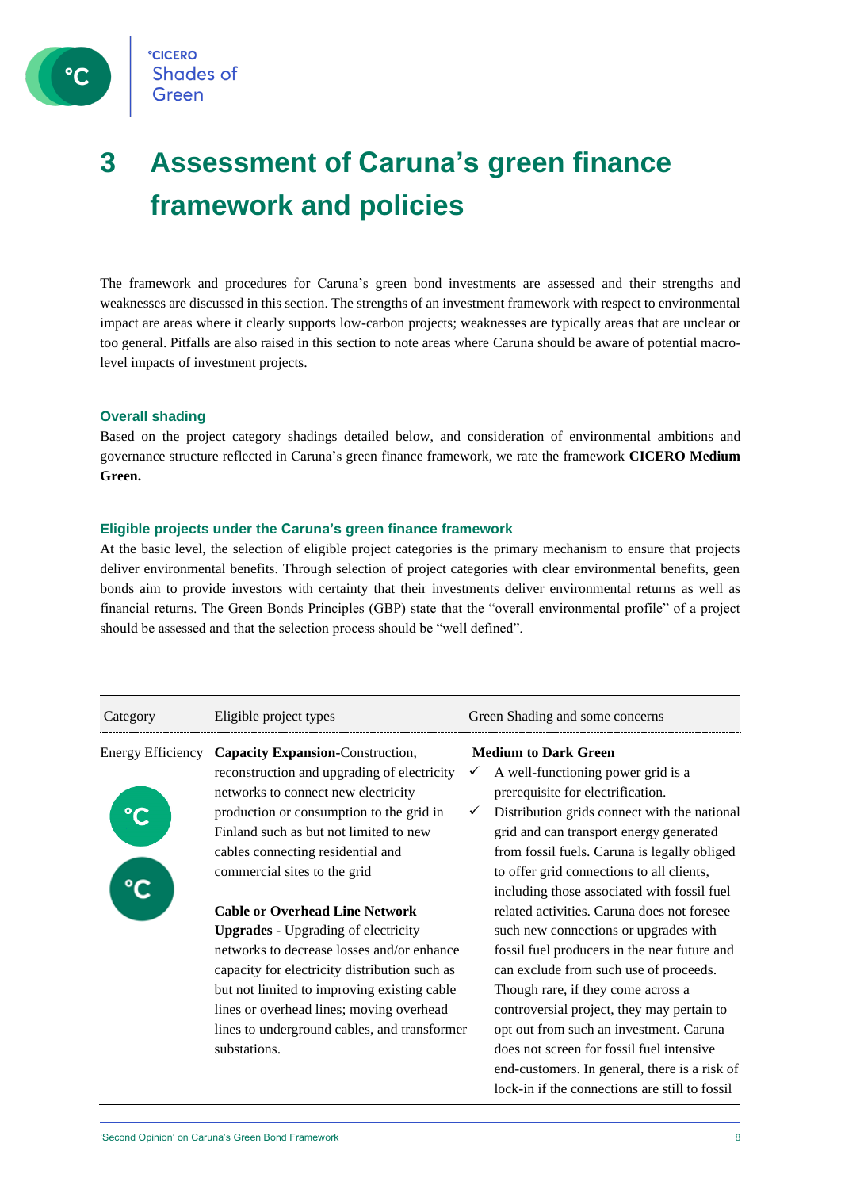# 3 Assessment of Caruna's green finance framework and policies

The framework and procedures for Caruna's green bond investments are assessed and their strengths and weaknesses are discussed in this section. The strengths of an investment framework with respect to environmental impact are areas where it clearly supports low-carbon projects; weaknesses are typically areas that are unclear or too general. Pitfalls are also raised in this section to note areas where Caruna should be aware of potential macro-level impacts of investment projects.

### Overall shading

Based on the project category shadings detailed below, and consideration of environmental ambitions and governance structure reflected in Caruna's green finance framework, we rate the framework **CICERO Medium Green.**

### Eligible projects under the Caruna's green finance framework

At the basic level, the selection of eligible project categories is the primary mechanism to ensure that projects deliver environmental benefits. Through selection of project categories with clear environmental benefits, geen bonds aim to provide investors with certainty that their investments deliver environmental returns as well as financial returns. The Green Bonds Principles (GBP) state that the "overall environmental profile" of a project should be assessed and that the selection process should be "well defined".

| Category | Eligible project types | Green Shading and some concerns |
|---|---|---|
| Energy Efficiency | **Capacity Expansion**-Construction, reconstruction and upgrading of electricity networks to connect new electricity production or consumption to the grid in Finland such as but not limited to new cables connecting residential and commercial sites to the grid<br><br>**Cable or Overhead Line Network Upgrades** - Upgrading of electricity networks to decrease losses and/or enhance capacity for electricity distribution such as but not limited to improving existing cable lines or overhead lines; moving overhead lines to underground cables, and transformer substations. | **Medium to Dark Green**<br>✓ A well-functioning power grid is a prerequisite for electrification.<br>✓ Distribution grids connect with the national grid and can transport energy generated from fossil fuels. Caruna is legally obliged to offer grid connections to all clients, including those associated with fossil fuel related activities. Caruna does not foresee such new connections or upgrades with fossil fuel producers in the near future and can exclude from such use of proceeds. Though rare, if they come across a controversial project, they may pertain to opt out from such an investment. Caruna does not screen for fossil fuel intensive end-customers. In general, there is a risk of lock-in if the connections are still to fossil |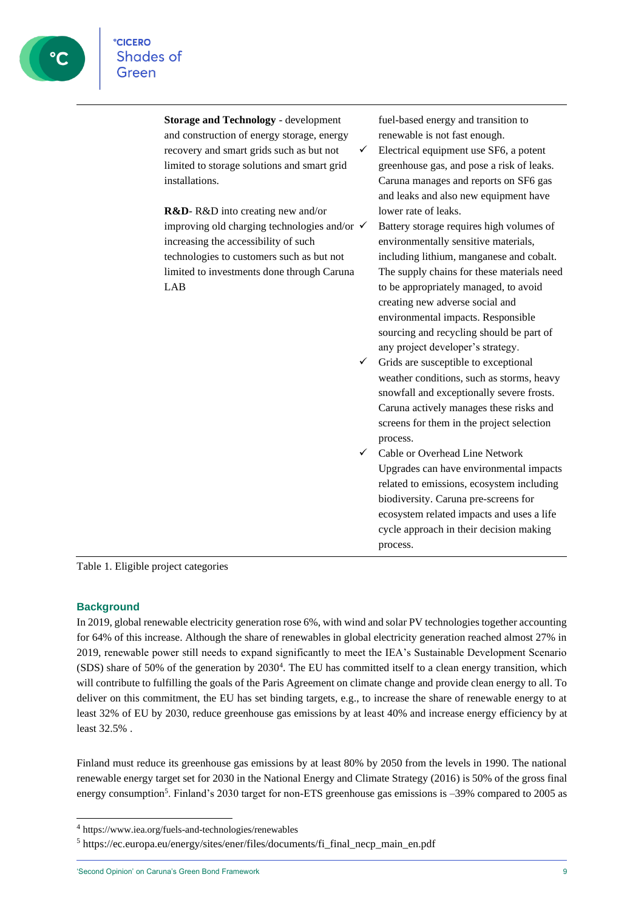| | |
|---|---|
| **Storage and Technology** - development and construction of energy storage, energy recovery and smart grids such as but not limited to storage solutions and smart grid installations.<br><br>**R&D**- R&D into creating new and/or improving old charging technologies and/or increasing the accessibility of such technologies to customers such as but not limited to investments done through Caruna LAB | fuel-based energy and transition to renewable is not fast enough.<br>✓ Electrical equipment use SF6, a potent greenhouse gas, and pose a risk of leaks. Caruna manages and reports on SF6 gas and leaks and also new equipment have lower rate of leaks.<br>✓ Battery storage requires high volumes of environmentally sensitive materials, including lithium, manganese and cobalt. The supply chains for these materials need to be appropriately managed, to avoid creating new adverse social and environmental impacts. Responsible sourcing and recycling should be part of any project developer's strategy.<br>✓ Grids are susceptible to exceptional weather conditions, such as storms, heavy snowfall and exceptionally severe frosts. Caruna actively manages these risks and screens for them in the project selection process.<br>✓ Cable or Overhead Line Network Upgrades can have environmental impacts related to emissions, ecosystem including biodiversity. Caruna pre-screens for ecosystem related impacts and uses a life cycle approach in their decision making process. |

Table 1. Eligible project categories

## Background

In 2019, global renewable electricity generation rose 6%, with wind and solar PV technologies together accounting for 64% of this increase. Although the share of renewables in global electricity generation reached almost 27% in 2019, renewable power still needs to expand significantly to meet the IEA's Sustainable Development Scenario (SDS) share of 50% of the generation by 2030[4]. The EU has committed itself to a clean energy transition, which will contribute to fulfilling the goals of the Paris Agreement on climate change and provide clean energy to all. To deliver on this commitment, the EU has set binding targets, e.g., to increase the share of renewable energy to at least 32% of EU by 2030, reduce greenhouse gas emissions by at least 40% and increase energy efficiency by at least 32.5% .

Finland must reduce its greenhouse gas emissions by at least 80% by 2050 from the levels in 1990. The national renewable energy target set for 2030 in the National Energy and Climate Strategy (2016) is 50% of the gross final energy consumption[5]. Finland's 2030 target for non-ETS greenhouse gas emissions is –39% compared to 2005 as

[4] https://www.iea.org/fuels-and-technologies/renewables

[5] https://ec.europa.eu/energy/sites/ener/files/documents/fi_final_necp_main_en.pdf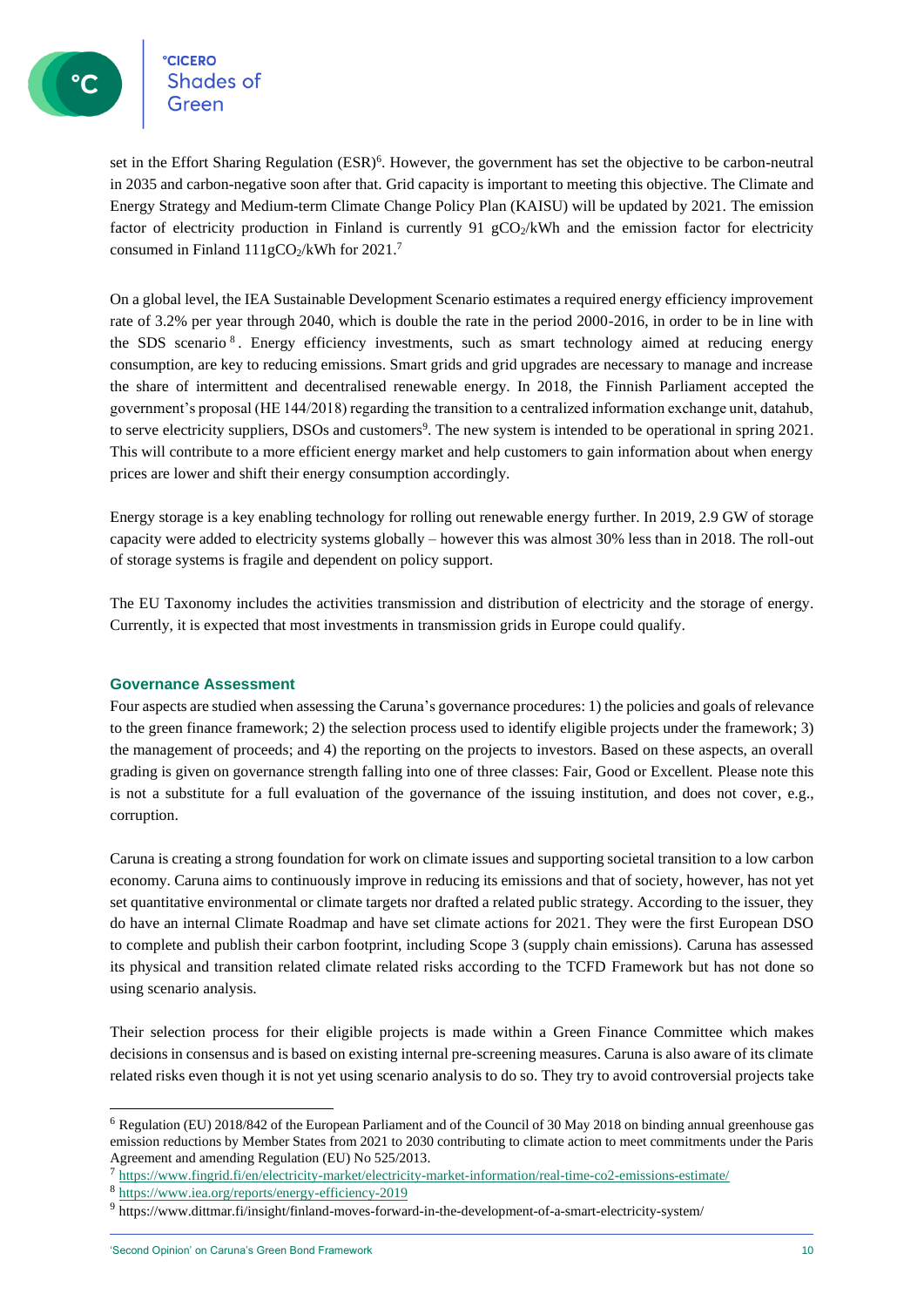set in the Effort Sharing Regulation (ESR)[6]. However, the government has set the objective to be carbon-neutral in 2035 and carbon-negative soon after that. Grid capacity is important to meeting this objective. The Climate and Energy Strategy and Medium-term Climate Change Policy Plan (KAISU) will be updated by 2021. The emission factor of electricity production in Finland is currently 91 $gCO_2$/kWh and the emission factor for electricity consumed in Finland 111$gCO_2$/kWh for 2021.[7]

On a global level, the IEA Sustainable Development Scenario estimates a required energy efficiency improvement rate of 3.2% per year through 2040, which is double the rate in the period 2000-2016, in order to be in line with the SDS scenario[8]. Energy efficiency investments, such as smart technology aimed at reducing energy consumption, are key to reducing emissions. Smart grids and grid upgrades are necessary to manage and increase the share of intermittent and decentralised renewable energy. In 2018, the Finnish Parliament accepted the government's proposal (HE 144/2018) regarding the transition to a centralized information exchange unit, datahub, to serve electricity suppliers, DSOs and customers[9]. The new system is intended to be operational in spring 2021. This will contribute to a more efficient energy market and help customers to gain information about when energy prices are lower and shift their energy consumption accordingly.

Energy storage is a key enabling technology for rolling out renewable energy further. In 2019, 2.9 GW of storage capacity were added to electricity systems globally – however this was almost 30% less than in 2018. The roll-out of storage systems is fragile and dependent on policy support.

The EU Taxonomy includes the activities transmission and distribution of electricity and the storage of energy. Currently, it is expected that most investments in transmission grids in Europe could qualify.

### Governance Assessment

Four aspects are studied when assessing the Caruna's governance procedures: 1) the policies and goals of relevance to the green finance framework; 2) the selection process used to identify eligible projects under the framework; 3) the management of proceeds; and 4) the reporting on the projects to investors. Based on these aspects, an overall grading is given on governance strength falling into one of three classes: Fair, Good or Excellent. Please note this is not a substitute for a full evaluation of the governance of the issuing institution, and does not cover, e.g., corruption.

Caruna is creating a strong foundation for work on climate issues and supporting societal transition to a low carbon economy. Caruna aims to continuously improve in reducing its emissions and that of society, however, has not yet set quantitative environmental or climate targets nor drafted a related public strategy. According to the issuer, they do have an internal Climate Roadmap and have set climate actions for 2021. They were the first European DSO to complete and publish their carbon footprint, including Scope 3 (supply chain emissions). Caruna has assessed its physical and transition related climate related risks according to the TCFD Framework but has not done so using scenario analysis.

Their selection process for their eligible projects is made within a Green Finance Committee which makes decisions in consensus and is based on existing internal pre-screening measures. Caruna is also aware of its climate related risks even though it is not yet using scenario analysis to do so. They try to avoid controversial projects take

---

[6] Regulation (EU) 2018/842 of the European Parliament and of the Council of 30 May 2018 on binding annual greenhouse gas emission reductions by Member States from 2021 to 2030 contributing to climate action to meet commitments under the Paris Agreement and amending Regulation (EU) No 525/2013.

[7] https://www.fingrid.fi/en/electricity-market/electricity-market-information/real-time-co2-emissions-estimate/

[8] https://www.iea.org/reports/energy-efficiency-2019

[9] https://www.dittmar.fi/insight/finland-moves-forward-in-the-development-of-a-smart-electricity-system/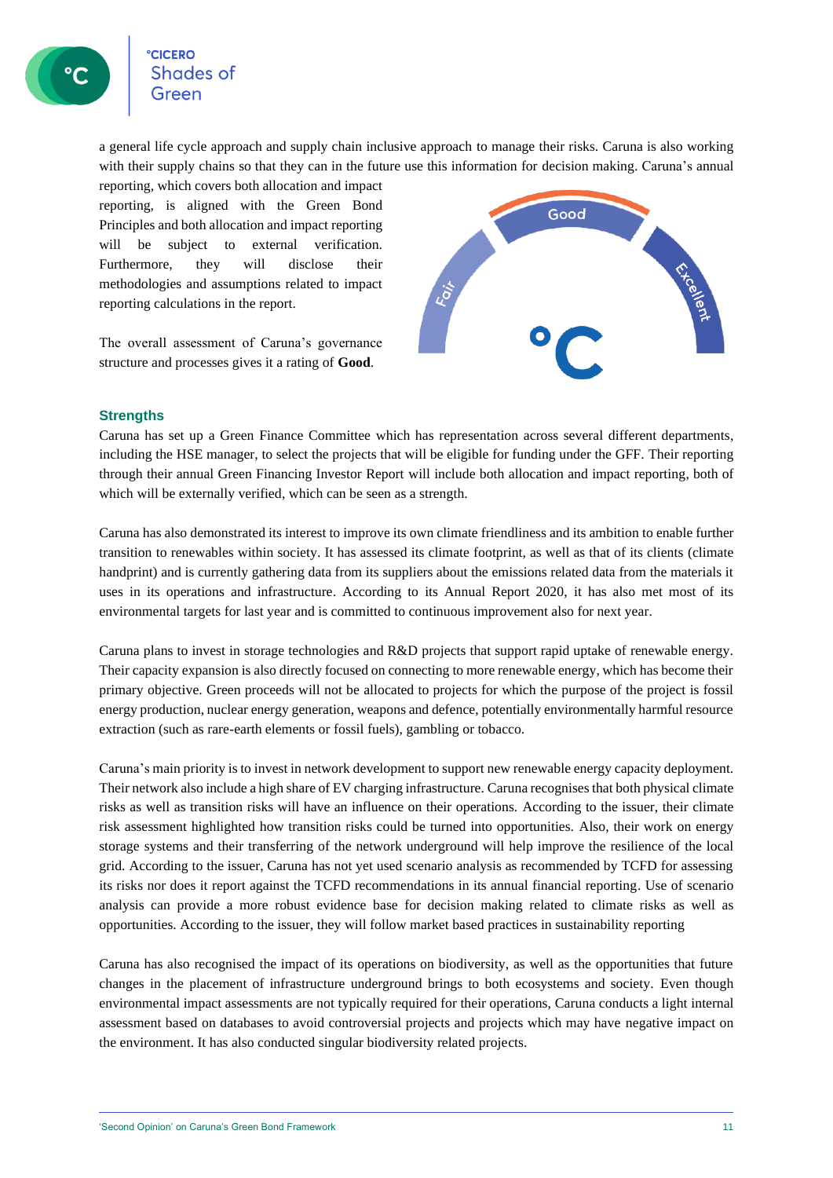a general life cycle approach and supply chain inclusive approach to manage their risks. Caruna is also working with their supply chains so that they can in the future use this information for decision making. Caruna's annual reporting, which covers both allocation and impact reporting, is aligned with the Green Bond Principles and both allocation and impact reporting will be subject to external verification. Furthermore, they will disclose their methodologies and assumptions related to impact reporting calculations in the report.

The overall assessment of Caruna's governance structure and processes gives it a rating of **Good**.

### Strengths

Caruna has set up a Green Finance Committee which has representation across several different departments, including the HSE manager, to select the projects that will be eligible for funding under the GFF. Their reporting through their annual Green Financing Investor Report will include both allocation and impact reporting, both of which will be externally verified, which can be seen as a strength.

Caruna has also demonstrated its interest to improve its own climate friendliness and its ambition to enable further transition to renewables within society. It has assessed its climate footprint, as well as that of its clients (climate handprint) and is currently gathering data from its suppliers about the emissions related data from the materials it uses in its operations and infrastructure. According to its Annual Report 2020, it has also met most of its environmental targets for last year and is committed to continuous improvement also for next year.

Caruna plans to invest in storage technologies and R&D projects that support rapid uptake of renewable energy. Their capacity expansion is also directly focused on connecting to more renewable energy, which has become their primary objective. Green proceeds will not be allocated to projects for which the purpose of the project is fossil energy production, nuclear energy generation, weapons and defence, potentially environmentally harmful resource extraction (such as rare-earth elements or fossil fuels), gambling or tobacco.

Caruna's main priority is to invest in network development to support new renewable energy capacity deployment. Their network also include a high share of EV charging infrastructure. Caruna recognises that both physical climate risks as well as transition risks will have an influence on their operations. According to the issuer, their climate risk assessment highlighted how transition risks could be turned into opportunities. Also, their work on energy storage systems and their transferring of the network underground will help improve the resilience of the local grid. According to the issuer, Caruna has not yet used scenario analysis as recommended by TCFD for assessing its risks nor does it report against the TCFD recommendations in its annual financial reporting. Use of scenario analysis can provide a more robust evidence base for decision making related to climate risks as well as opportunities. According to the issuer, they will follow market based practices in sustainability reporting

Caruna has also recognised the impact of its operations on biodiversity, as well as the opportunities that future changes in the placement of infrastructure underground brings to both ecosystems and society. Even though environmental impact assessments are not typically required for their operations, Caruna conducts a light internal assessment based on databases to avoid controversial projects and projects which may have negative impact on the environment. It has also conducted singular biodiversity related projects.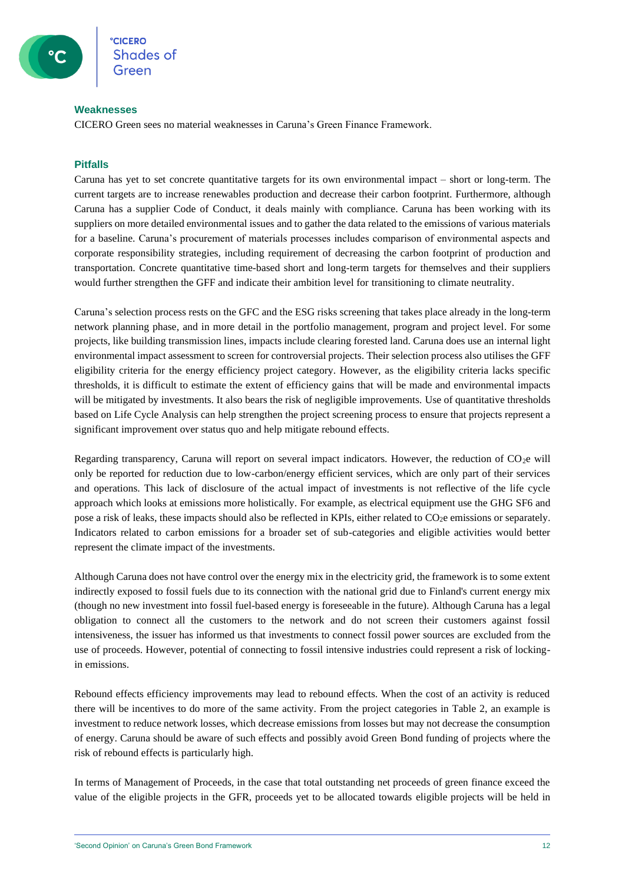### Weaknesses

CICERO Green sees no material weaknesses in Caruna's Green Finance Framework.

### Pitfalls

Caruna has yet to set concrete quantitative targets for its own environmental impact – short or long-term. The current targets are to increase renewables production and decrease their carbon footprint. Furthermore, although Caruna has a supplier Code of Conduct, it deals mainly with compliance. Caruna has been working with its suppliers on more detailed environmental issues and to gather the data related to the emissions of various materials for a baseline. Caruna's procurement of materials processes includes comparison of environmental aspects and corporate responsibility strategies, including requirement of decreasing the carbon footprint of production and transportation. Concrete quantitative time-based short and long-term targets for themselves and their suppliers would further strengthen the GFF and indicate their ambition level for transitioning to climate neutrality.

Caruna's selection process rests on the GFC and the ESG risks screening that takes place already in the long-term network planning phase, and in more detail in the portfolio management, program and project level. For some projects, like building transmission lines, impacts include clearing forested land. Caruna does use an internal light environmental impact assessment to screen for controversial projects. Their selection process also utilises the GFF eligibility criteria for the energy efficiency project category. However, as the eligibility criteria lacks specific thresholds, it is difficult to estimate the extent of efficiency gains that will be made and environmental impacts will be mitigated by investments. It also bears the risk of negligible improvements. Use of quantitative thresholds based on Life Cycle Analysis can help strengthen the project screening process to ensure that projects represent a significant improvement over status quo and help mitigate rebound effects.

Regarding transparency, Caruna will report on several impact indicators. However, the reduction of $CO_2$e will only be reported for reduction due to low-carbon/energy efficient services, which are only part of their services and operations. This lack of disclosure of the actual impact of investments is not reflective of the life cycle approach which looks at emissions more holistically. For example, as electrical equipment use the GHG SF6 and pose a risk of leaks, these impacts should also be reflected in KPIs, either related to $CO_2$e emissions or separately. Indicators related to carbon emissions for a broader set of sub-categories and eligible activities would better represent the climate impact of the investments.

Although Caruna does not have control over the energy mix in the electricity grid, the framework is to some extent indirectly exposed to fossil fuels due to its connection with the national grid due to Finland's current energy mix (though no new investment into fossil fuel-based energy is foreseeable in the future). Although Caruna has a legal obligation to connect all the customers to the network and do not screen their customers against fossil intensiveness, the issuer has informed us that investments to connect fossil power sources are excluded from the use of proceeds. However, potential of connecting to fossil intensive industries could represent a risk of locking-in emissions.

Rebound effects efficiency improvements may lead to rebound effects. When the cost of an activity is reduced there will be incentives to do more of the same activity. From the project categories in Table 2, an example is investment to reduce network losses, which decrease emissions from losses but may not decrease the consumption of energy. Caruna should be aware of such effects and possibly avoid Green Bond funding of projects where the risk of rebound effects is particularly high.

In terms of Management of Proceeds, in the case that total outstanding net proceeds of green finance exceed the value of the eligible projects in the GFR, proceeds yet to be allocated towards eligible projects will be held in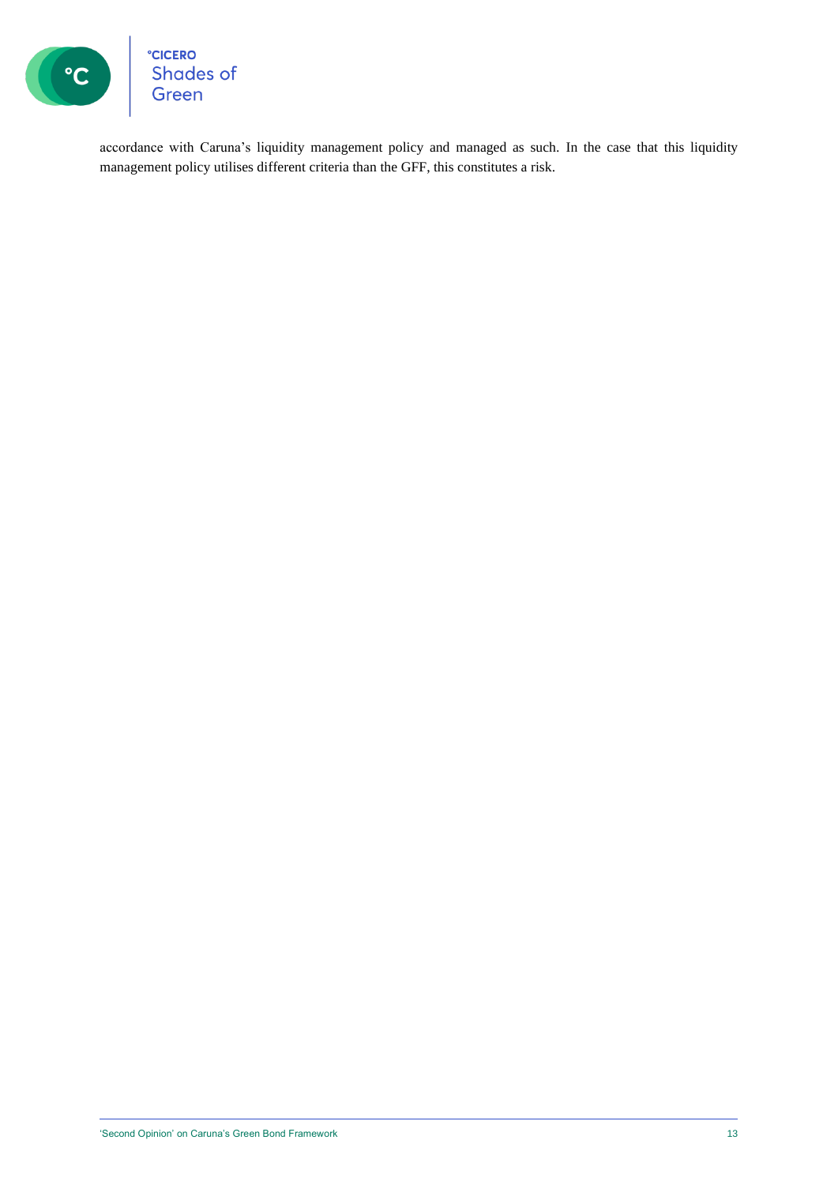accordance with Caruna's liquidity management policy and managed as such. In the case that this liquidity management policy utilises different criteria than the GFF, this constitutes a risk.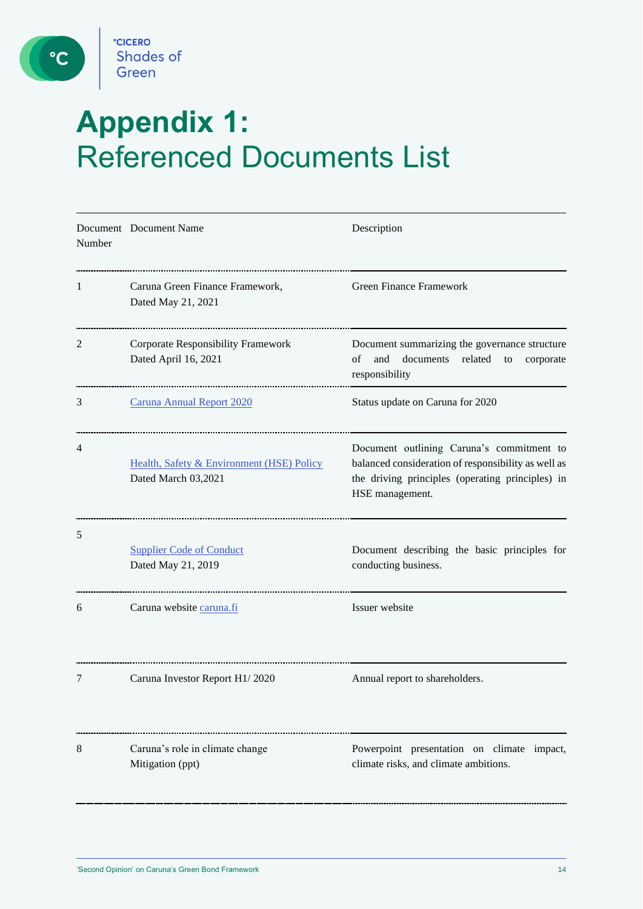# Appendix 1: Referenced Documents List

| Document Number | Document Name | Description |
|---|---|---|
| 1 | Caruna Green Finance Framework, Dated May 21, 2021 | Green Finance Framework |
| 2 | Corporate Responsibility Framework Dated April 16, 2021 | Document summarizing the governance structure of and documents related to corporate responsibility |
| 3 | Caruna Annual Report 2020 | Status update on Caruna for 2020 |
| 4 | Health, Safety & Environment (HSE) Policy Dated March 03,2021 | Document outlining Caruna's commitment to balanced consideration of responsibility as well as the driving principles (operating principles) in HSE management. |
| 5 | Supplier Code of Conduct Dated May 21, 2019 | Document describing the basic principles for conducting business. |
| 6 | Caruna website caruna.fi | Issuer website |
| 7 | Caruna Investor Report H1/ 2020 | Annual report to shareholders. |
| 8 | Caruna's role in climate change Mitigation (ppt) | Powerpoint presentation on climate impact, climate risks, and climate ambitions. |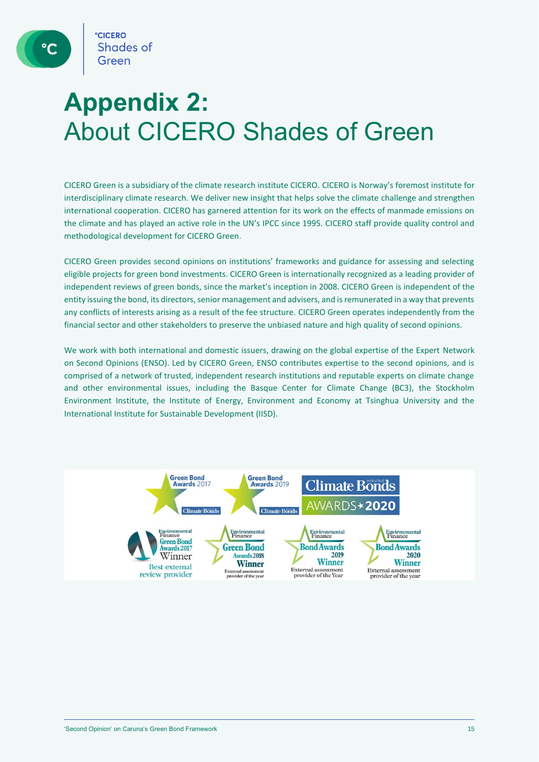# Appendix 2: About CICERO Shades of Green

CICERO Green is a subsidiary of the climate research institute CICERO. CICERO is Norway's foremost institute for interdisciplinary climate research. We deliver new insight that helps solve the climate challenge and strengthen international cooperation. CICERO has garnered attention for its work on the effects of manmade emissions on the climate and has played an active role in the UN's IPCC since 1995. CICERO staff provide quality control and methodological development for CICERO Green.

CICERO Green provides second opinions on institutions' frameworks and guidance for assessing and selecting eligible projects for green bond investments. CICERO Green is internationally recognized as a leading provider of independent reviews of green bonds, since the market's inception in 2008. CICERO Green is independent of the entity issuing the bond, its directors, senior management and advisers, and is remunerated in a way that prevents any conflicts of interests arising as a result of the fee structure. CICERO Green operates independently from the financial sector and other stakeholders to preserve the unbiased nature and high quality of second opinions.

We work with both international and domestic issuers, drawing on the global expertise of the Expert Network on Second Opinions (ENSO). Led by CICERO Green, ENSO contributes expertise to the second opinions, and is comprised of a network of trusted, independent research institutions and reputable experts on climate change and other environmental issues, including the Basque Center for Climate Change (BC3), the Stockholm Environment Institute, the Institute of Energy, Environment and Economy at Tsinghua University and the International Institute for Sustainable Development (IISD).

Green Bond Awards 2017 Climate Bonds

Green Bond Awards 2019 Climate Bonds

Climate Bonds Initiative AWARDS 2020

Environmental Finance Green Bond Awards 2017 Winner Best external review provider

Environmental Finance Green Bond Awards 2018 Winner External assessment provider of the year

Environmental Finance Bond Awards 2019 Winner External assessment provider of the Year

Environmental Finance Bond Awards 2020 Winner External assessment provider of the year